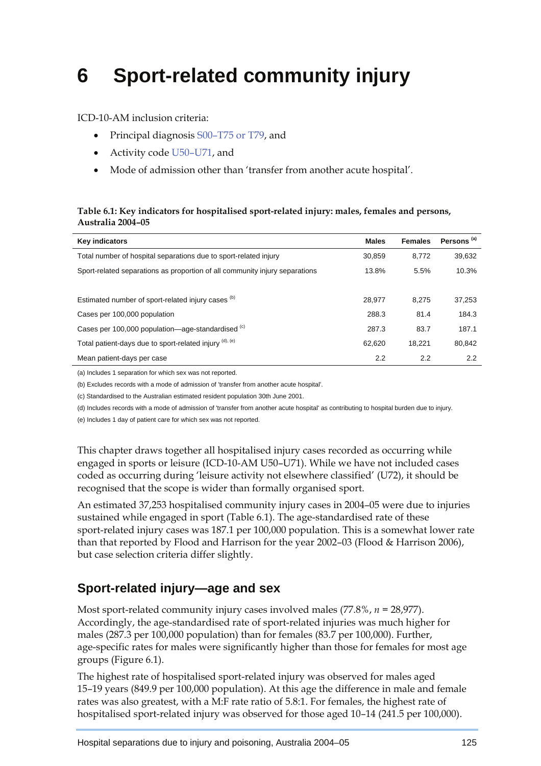# 6 Sport-related community injury

ICD-10-AM inclusion criteria:

- Principal diagnosis S00–T75 or T79, and
- Activity code U50–U71, and
- Mode of admission other than 'transfer from another acute hospital'.

**Table 6.1: Key indicators for hospitalised sport-related injury: males, females and persons, Australia 2004–05**

| Key indicators | Males | Females | Persons [(a)] |
|---|---|---|---|
| Total number of hospital separations due to sport-related injury | 30,859 | 8,772 | 39,632 |
| Sport-related separations as proportion of all community injury separations | 13.8% | 5.5% | 10.3% |
| | | | |
| Estimated number of sport-related injury cases [(b)] | 28,977 | 8,275 | 37,253 |
| Cases per 100,000 population | 288.3 | 81.4 | 184.3 |
| Cases per 100,000 population—age-standardised [(c)] | 287.3 | 83.7 | 187.1 |
| Total patient-days due to sport-related injury [(d), (e)] | 62,620 | 18,221 | 80,842 |
| Mean patient-days per case | 2.2 | 2.2 | 2.2 |

(a) Includes 1 separation for which sex was not reported.

(b) Excludes records with a mode of admission of 'transfer from another acute hospital'.

(c) Standardised to the Australian estimated resident population 30th June 2001.

(d) Includes records with a mode of admission of 'transfer from another acute hospital' as contributing to hospital burden due to injury.

(e) Includes 1 day of patient care for which sex was not reported.

This chapter draws together all hospitalised injury cases recorded as occurring while engaged in sports or leisure (ICD-10-AM U50–U71). While we have not included cases coded as occurring during 'leisure activity not elsewhere classified' (U72), it should be recognised that the scope is wider than formally organised sport.

An estimated 37,253 hospitalised community injury cases in 2004–05 were due to injuries sustained while engaged in sport (Table 6.1). The age-standardised rate of these sport-related injury cases was 187.1 per 100,000 population. This is a somewhat lower rate than that reported by Flood and Harrison for the year 2002–03 (Flood & Harrison 2006), but case selection criteria differ slightly.

## Sport-related injury—age and sex

Most sport-related community injury cases involved males (77.8%, *n* = 28,977). Accordingly, the age-standardised rate of sport-related injuries was much higher for males (287.3 per 100,000 population) than for females (83.7 per 100,000). Further, age-specific rates for males were significantly higher than those for females for most age groups (Figure 6.1).

The highest rate of hospitalised sport-related injury was observed for males aged 15–19 years (849.9 per 100,000 population). At this age the difference in male and female rates was also greatest, with a M:F rate ratio of 5.8:1. For females, the highest rate of hospitalised sport-related injury was observed for those aged 10–14 (241.5 per 100,000).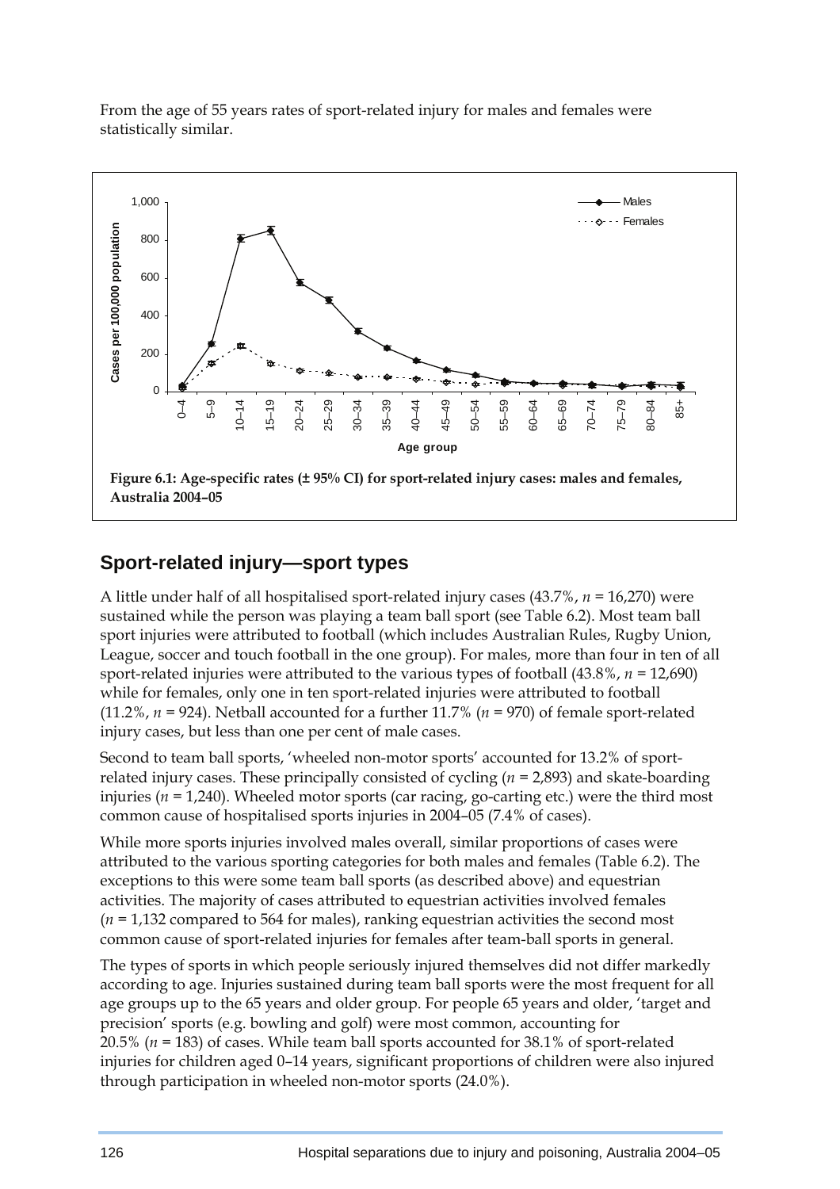From the age of 55 years rates of sport-related injury for males and females were statistically similar.

**Figure 6.1: Age-specific rates (± 95% CI) for sport-related injury cases: males and females, Australia 2004–05**

## Sport-related injury—sport types

A little under half of all hospitalised sport-related injury cases (43.7%, *n* = 16,270) were sustained while the person was playing a team ball sport (see Table 6.2). Most team ball sport injuries were attributed to football (which includes Australian Rules, Rugby Union, League, soccer and touch football in the one group). For males, more than four in ten of all sport-related injuries were attributed to the various types of football (43.8%, *n* = 12,690) while for females, only one in ten sport-related injuries were attributed to football (11.2%, *n* = 924). Netball accounted for a further 11.7% (*n* = 970) of female sport-related injury cases, but less than one per cent of male cases.

Second to team ball sports, 'wheeled non-motor sports' accounted for 13.2% of sport-related injury cases. These principally consisted of cycling (*n* = 2,893) and skate-boarding injuries (*n* = 1,240). Wheeled motor sports (car racing, go-carting etc.) were the third most common cause of hospitalised sports injuries in 2004–05 (7.4% of cases).

While more sports injuries involved males overall, similar proportions of cases were attributed to the various sporting categories for both males and females (Table 6.2). The exceptions to this were some team ball sports (as described above) and equestrian activities. The majority of cases attributed to equestrian activities involved females (*n* = 1,132 compared to 564 for males), ranking equestrian activities the second most common cause of sport-related injuries for females after team-ball sports in general.

The types of sports in which people seriously injured themselves did not differ markedly according to age. Injuries sustained during team ball sports were the most frequent for all age groups up to the 65 years and older group. For people 65 years and older, 'target and precision' sports (e.g. bowling and golf) were most common, accounting for 20.5% (*n* = 183) of cases. While team ball sports accounted for 38.1% of sport-related injuries for children aged 0–14 years, significant proportions of children were also injured through participation in wheeled non-motor sports (24.0%).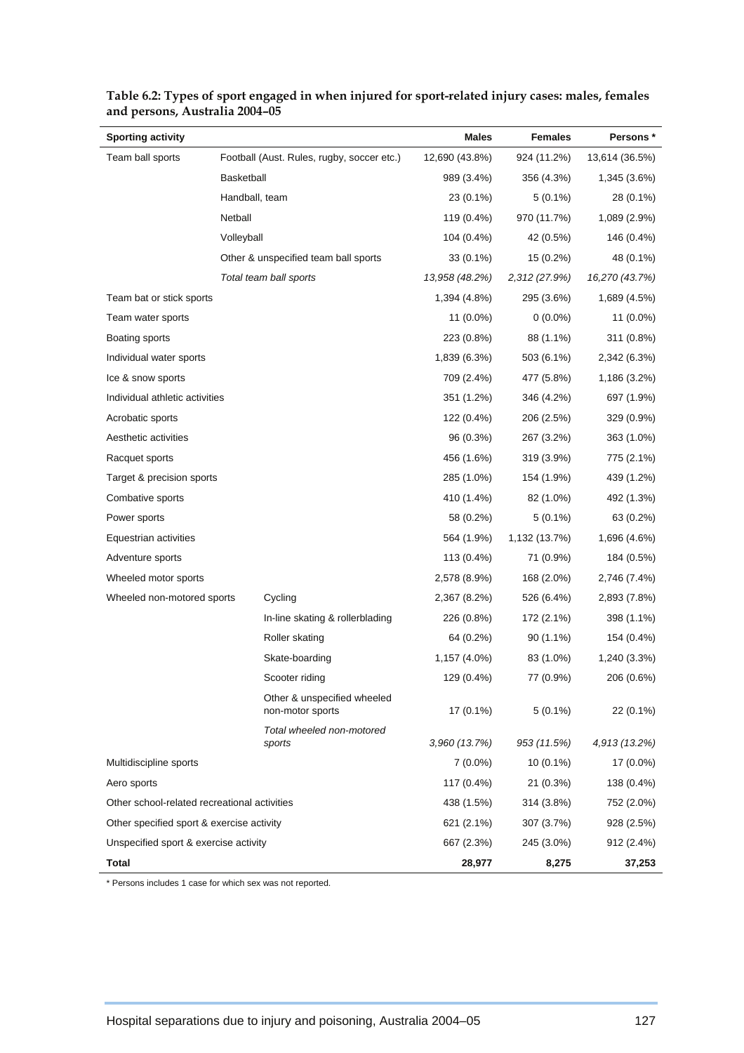**Table 6.2: Types of sport engaged in when injured for sport-related injury cases: males, females and persons, Australia 2004–05**

| Sporting activity | | Males | Females | Persons * |
|---|---|---|---|---|
| Team ball sports | Football (Aust. Rules, rugby, soccer etc.) | 12,690 (43.8%) | 924 (11.2%) | 13,614 (36.5%) |
| | Basketball | 989 (3.4%) | 356 (4.3%) | 1,345 (3.6%) |
| | Handball, team | 23 (0.1%) | 5 (0.1%) | 28 (0.1%) |
| | Netball | 119 (0.4%) | 970 (11.7%) | 1,089 (2.9%) |
| | Volleyball | 104 (0.4%) | 42 (0.5%) | 146 (0.4%) |
| | Other & unspecified team ball sports | 33 (0.1%) | 15 (0.2%) | 48 (0.1%) |
| | *Total team ball sports* | *13,958 (48.2%)* | *2,312 (27.9%)* | *16,270 (43.7%)* |
| Team bat or stick sports | | 1,394 (4.8%) | 295 (3.6%) | 1,689 (4.5%) |
| Team water sports | | 11 (0.0%) | 0 (0.0%) | 11 (0.0%) |
| Boating sports | | 223 (0.8%) | 88 (1.1%) | 311 (0.8%) |
| Individual water sports | | 1,839 (6.3%) | 503 (6.1%) | 2,342 (6.3%) |
| Ice & snow sports | | 709 (2.4%) | 477 (5.8%) | 1,186 (3.2%) |
| Individual athletic activities | | 351 (1.2%) | 346 (4.2%) | 697 (1.9%) |
| Acrobatic sports | | 122 (0.4%) | 206 (2.5%) | 329 (0.9%) |
| Aesthetic activities | | 96 (0.3%) | 267 (3.2%) | 363 (1.0%) |
| Racquet sports | | 456 (1.6%) | 319 (3.9%) | 775 (2.1%) |
| Target & precision sports | | 285 (1.0%) | 154 (1.9%) | 439 (1.2%) |
| Combative sports | | 410 (1.4%) | 82 (1.0%) | 492 (1.3%) |
| Power sports | | 58 (0.2%) | 5 (0.1%) | 63 (0.2%) |
| Equestrian activities | | 564 (1.9%) | 1,132 (13.7%) | 1,696 (4.6%) |
| Adventure sports | | 113 (0.4%) | 71 (0.9%) | 184 (0.5%) |
| Wheeled motor sports | | 2,578 (8.9%) | 168 (2.0%) | 2,746 (7.4%) |
| Wheeled non-motored sports | Cycling | 2,367 (8.2%) | 526 (6.4%) | 2,893 (7.8%) |
| | In-line skating & rollerblading | 226 (0.8%) | 172 (2.1%) | 398 (1.1%) |
| | Roller skating | 64 (0.2%) | 90 (1.1%) | 154 (0.4%) |
| | Skate-boarding | 1,157 (4.0%) | 83 (1.0%) | 1,240 (3.3%) |
| | Scooter riding | 129 (0.4%) | 77 (0.9%) | 206 (0.6%) |
| | Other & unspecified wheeled non-motor sports | 17 (0.1%) | 5 (0.1%) | 22 (0.1%) |
| | *Total wheeled non-motored sports* | *3,960 (13.7%)* | *953 (11.5%)* | *4,913 (13.2%)* |
| Multidiscipline sports | | 7 (0.0%) | 10 (0.1%) | 17 (0.0%) |
| Aero sports | | 117 (0.4%) | 21 (0.3%) | 138 (0.4%) |
| Other school-related recreational activities | | 438 (1.5%) | 314 (3.8%) | 752 (2.0%) |
| Other specified sport & exercise activity | | 621 (2.1%) | 307 (3.7%) | 928 (2.5%) |
| Unspecified sport & exercise activity | | 667 (2.3%) | 245 (3.0%) | 912 (2.4%) |
| **Total** | | **28,977** | **8,275** | **37,253** |

\* Persons includes 1 case for which sex was not reported.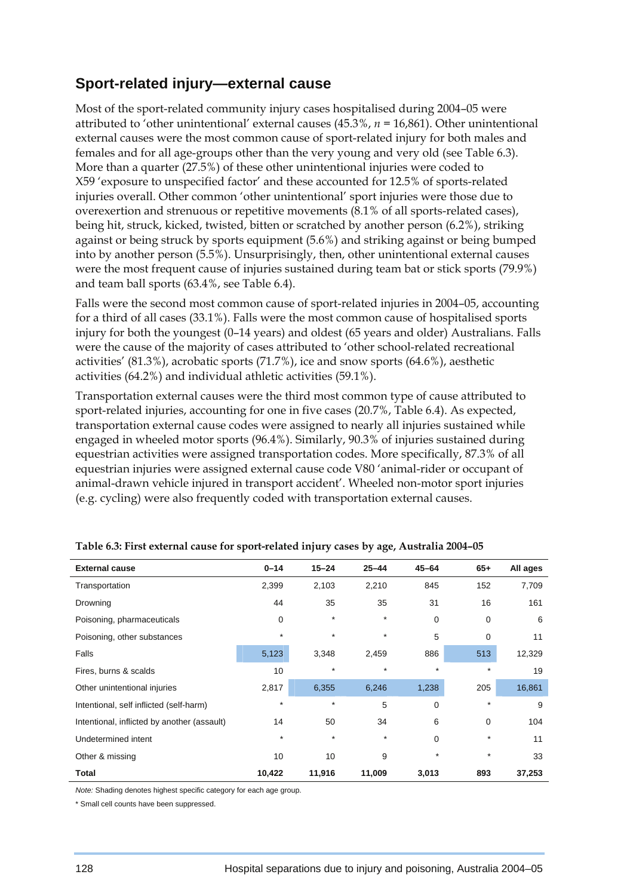## Sport-related injury—external cause

Most of the sport-related community injury cases hospitalised during 2004–05 were attributed to 'other unintentional' external causes (45.3%, *n* = 16,861). Other unintentional external causes were the most common cause of sport-related injury for both males and females and for all age-groups other than the very young and very old (see Table 6.3). More than a quarter (27.5%) of these other unintentional injuries were coded to X59 'exposure to unspecified factor' and these accounted for 12.5% of sports-related injuries overall. Other common 'other unintentional' sport injuries were those due to overexertion and strenuous or repetitive movements (8.1% of all sports-related cases), being hit, struck, kicked, twisted, bitten or scratched by another person (6.2%), striking against or being struck by sports equipment (5.6%) and striking against or being bumped into by another person (5.5%). Unsurprisingly, then, other unintentional external causes were the most frequent cause of injuries sustained during team bat or stick sports (79.9%) and team ball sports (63.4%, see Table 6.4).

Falls were the second most common cause of sport-related injuries in 2004–05, accounting for a third of all cases (33.1%). Falls were the most common cause of hospitalised sports injury for both the youngest (0–14 years) and oldest (65 years and older) Australians. Falls were the cause of the majority of cases attributed to 'other school-related recreational activities' (81.3%), acrobatic sports (71.7%), ice and snow sports (64.6%), aesthetic activities (64.2%) and individual athletic activities (59.1%).

Transportation external causes were the third most common type of cause attributed to sport-related injuries, accounting for one in five cases (20.7%, Table 6.4). As expected, transportation external cause codes were assigned to nearly all injuries sustained while engaged in wheeled motor sports (96.4%). Similarly, 90.3% of injuries sustained during equestrian activities were assigned transportation codes. More specifically, 87.3% of all equestrian injuries were assigned external cause code V80 'animal-rider or occupant of animal-drawn vehicle injured in transport accident'. Wheeled non-motor sport injuries (e.g. cycling) were also frequently coded with transportation external causes.

**Table 6.3: First external cause for sport-related injury cases by age, Australia 2004–05**

| External cause | 0–14 | 15–24 | 25–44 | 45–64 | 65+ | All ages |
|---|---|---|---|---|---|---|
| Transportation | 2,399 | 2,103 | 2,210 | 845 | 152 | 7,709 |
| Drowning | 44 | 35 | 35 | 31 | 16 | 161 |
| Poisoning, pharmaceuticals | 0 | * | * | 0 | 0 | 6 |
| Poisoning, other substances | * | * | * | 5 | 0 | 11 |
| Falls | 5,123 | 3,348 | 2,459 | 886 | 513 | 12,329 |
| Fires, burns & scalds | 10 | * | * | * | * | 19 |
| Other unintentional injuries | 2,817 | 6,355 | 6,246 | 1,238 | 205 | 16,861 |
| Intentional, self inflicted (self-harm) | * | * | 5 | 0 | * | 9 |
| Intentional, inflicted by another (assault) | 14 | 50 | 34 | 6 | 0 | 104 |
| Undetermined intent | * | * | * | 0 | * | 11 |
| Other & missing | 10 | 10 | 9 | * | * | 33 |
| **Total** | **10,422** | **11,916** | **11,009** | **3,013** | **893** | **37,253** |

*Note:* Shading denotes highest specific category for each age group.

\* Small cell counts have been suppressed.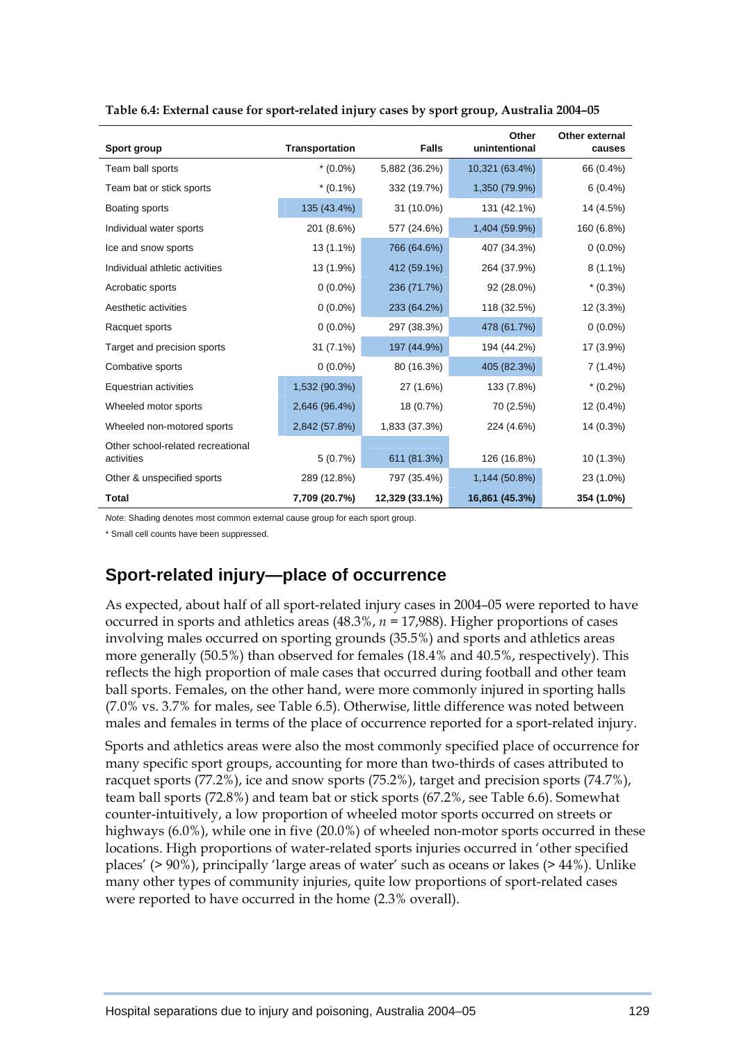**Table 6.4: External cause for sport-related injury cases by sport group, Australia 2004–05**

| Sport group | Transportation | Falls | Other unintentional | Other external causes |
|---|---|---|---|---|
| Team ball sports | * (0.0%) | 5,882 (36.2%) | 10,321 (63.4%) | 66 (0.4%) |
| Team bat or stick sports | * (0.1%) | 332 (19.7%) | 1,350 (79.9%) | 6 (0.4%) |
| Boating sports | 135 (43.4%) | 31 (10.0%) | 131 (42.1%) | 14 (4.5%) |
| Individual water sports | 201 (8.6%) | 577 (24.6%) | 1,404 (59.9%) | 160 (6.8%) |
| Ice and snow sports | 13 (1.1%) | 766 (64.6%) | 407 (34.3%) | 0 (0.0%) |
| Individual athletic activities | 13 (1.9%) | 412 (59.1%) | 264 (37.9%) | 8 (1.1%) |
| Acrobatic sports | 0 (0.0%) | 236 (71.7%) | 92 (28.0%) | * (0.3%) |
| Aesthetic activities | 0 (0.0%) | 233 (64.2%) | 118 (32.5%) | 12 (3.3%) |
| Racquet sports | 0 (0.0%) | 297 (38.3%) | 478 (61.7%) | 0 (0.0%) |
| Target and precision sports | 31 (7.1%) | 197 (44.9%) | 194 (44.2%) | 17 (3.9%) |
| Combative sports | 0 (0.0%) | 80 (16.3%) | 405 (82.3%) | 7 (1.4%) |
| Equestrian activities | 1,532 (90.3%) | 27 (1.6%) | 133 (7.8%) | * (0.2%) |
| Wheeled motor sports | 2,646 (96.4%) | 18 (0.7%) | 70 (2.5%) | 12 (0.4%) |
| Wheeled non-motored sports | 2,842 (57.8%) | 1,833 (37.3%) | 224 (4.6%) | 14 (0.3%) |
| Other school-related recreational activities | 5 (0.7%) | 611 (81.3%) | 126 (16.8%) | 10 (1.3%) |
| Other & unspecified sports | 289 (12.8%) | 797 (35.4%) | 1,144 (50.8%) | 23 (1.0%) |
| **Total** | **7,709 (20.7%)** | **12,329 (33.1%)** | **16,861 (45.3%)** | **354 (1.0%)** |

*Note:* Shading denotes most common external cause group for each sport group.

* Small cell counts have been suppressed.

## Sport-related injury—place of occurrence

As expected, about half of all sport-related injury cases in 2004–05 were reported to have occurred in sports and athletics areas (48.3%, $n$ = 17,988). Higher proportions of cases involving males occurred on sporting grounds (35.5%) and sports and athletics areas more generally (50.5%) than observed for females (18.4% and 40.5%, respectively). This reflects the high proportion of male cases that occurred during football and other team ball sports. Females, on the other hand, were more commonly injured in sporting halls (7.0% vs. 3.7% for males, see Table 6.5). Otherwise, little difference was noted between males and females in terms of the place of occurrence reported for a sport-related injury.

Sports and athletics areas were also the most commonly specified place of occurrence for many specific sport groups, accounting for more than two-thirds of cases attributed to racquet sports (77.2%), ice and snow sports (75.2%), target and precision sports (74.7%), team ball sports (72.8%) and team bat or stick sports (67.2%, see Table 6.6). Somewhat counter-intuitively, a low proportion of wheeled motor sports occurred on streets or highways (6.0%), while one in five (20.0%) of wheeled non-motor sports occurred in these locations. High proportions of water-related sports injuries occurred in 'other specified places' (> 90%), principally 'large areas of water' such as oceans or lakes (> 44%). Unlike many other types of community injuries, quite low proportions of sport-related cases were reported to have occurred in the home (2.3% overall).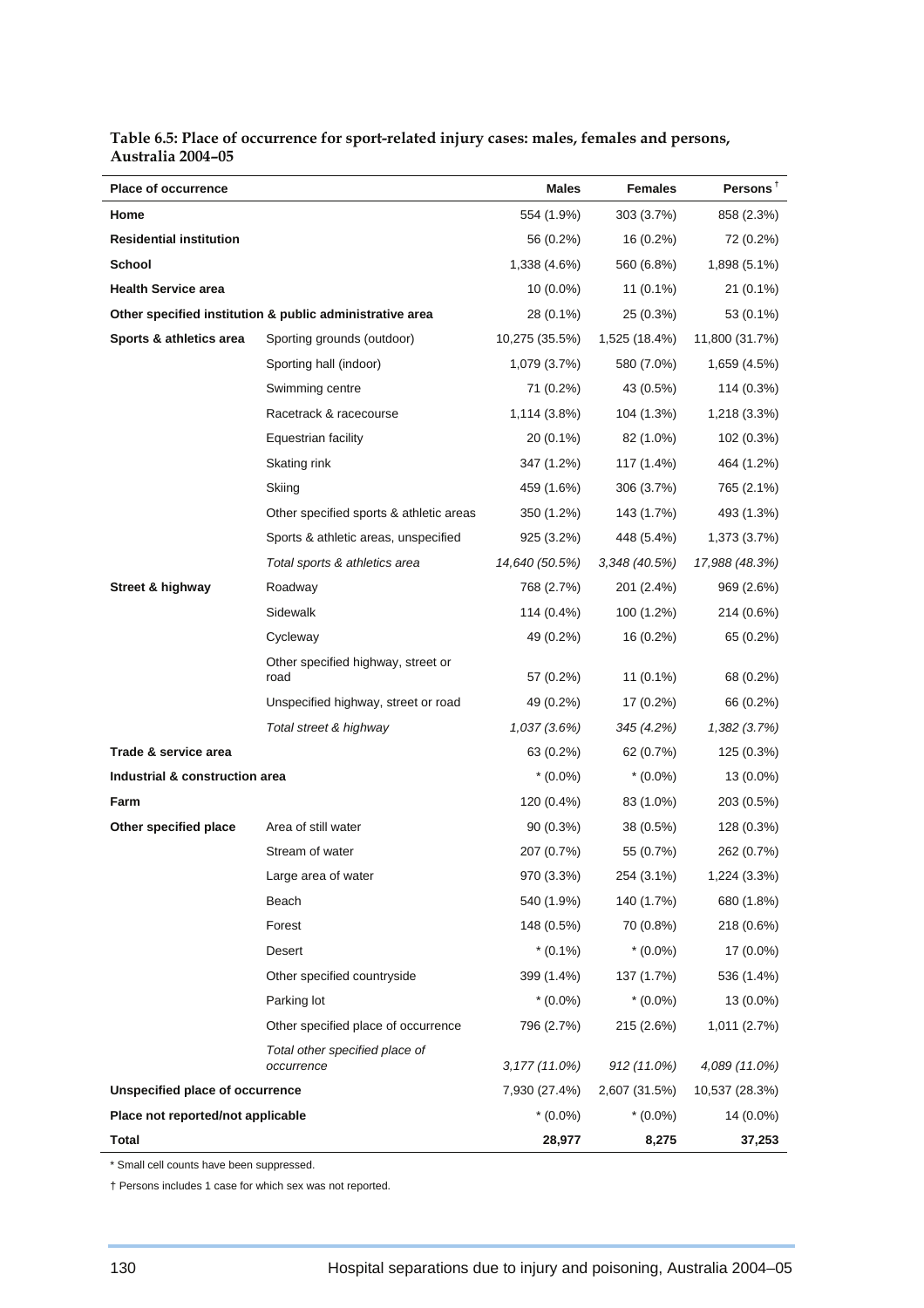**Table 6.5: Place of occurrence for sport-related injury cases: males, females and persons, Australia 2004–05**

| Place of occurrence | | Males | Females | Persons † |
|---|---|---|---|---|
| **Home** | | 554 (1.9%) | 303 (3.7%) | 858 (2.3%) |
| **Residential institution** | | 56 (0.2%) | 16 (0.2%) | 72 (0.2%) |
| **School** | | 1,338 (4.6%) | 560 (6.8%) | 1,898 (5.1%) |
| **Health Service area** | | 10 (0.0%) | 11 (0.1%) | 21 (0.1%) |
| **Other specified institution & public administrative area** | | 28 (0.1%) | 25 (0.3%) | 53 (0.1%) |
| **Sports & athletics area** | Sporting grounds (outdoor) | 10,275 (35.5%) | 1,525 (18.4%) | 11,800 (31.7%) |
| | Sporting hall (indoor) | 1,079 (3.7%) | 580 (7.0%) | 1,659 (4.5%) |
| | Swimming centre | 71 (0.2%) | 43 (0.5%) | 114 (0.3%) |
| | Racetrack & racecourse | 1,114 (3.8%) | 104 (1.3%) | 1,218 (3.3%) |
| | Equestrian facility | 20 (0.1%) | 82 (1.0%) | 102 (0.3%) |
| | Skating rink | 347 (1.2%) | 117 (1.4%) | 464 (1.2%) |
| | Skiing | 459 (1.6%) | 306 (3.7%) | 765 (2.1%) |
| | Other specified sports & athletic areas | 350 (1.2%) | 143 (1.7%) | 493 (1.3%) |
| | Sports & athletic areas, unspecified | 925 (3.2%) | 448 (5.4%) | 1,373 (3.7%) |
| | *Total sports & athletics area* | *14,640 (50.5%)* | *3,348 (40.5%)* | *17,988 (48.3%)* |
| **Street & highway** | Roadway | 768 (2.7%) | 201 (2.4%) | 969 (2.6%) |
| | Sidewalk | 114 (0.4%) | 100 (1.2%) | 214 (0.6%) |
| | Cycleway | 49 (0.2%) | 16 (0.2%) | 65 (0.2%) |
| | Other specified highway, street or road | 57 (0.2%) | 11 (0.1%) | 68 (0.2%) |
| | Unspecified highway, street or road | 49 (0.2%) | 17 (0.2%) | 66 (0.2%) |
| | *Total street & highway* | *1,037 (3.6%)* | *345 (4.2%)* | *1,382 (3.7%)* |
| **Trade & service area** | | 63 (0.2%) | 62 (0.7%) | 125 (0.3%) |
| **Industrial & construction area** | | * (0.0%) | * (0.0%) | 13 (0.0%) |
| **Farm** | | 120 (0.4%) | 83 (1.0%) | 203 (0.5%) |
| **Other specified place** | Area of still water | 90 (0.3%) | 38 (0.5%) | 128 (0.3%) |
| | Stream of water | 207 (0.7%) | 55 (0.7%) | 262 (0.7%) |
| | Large area of water | 970 (3.3%) | 254 (3.1%) | 1,224 (3.3%) |
| | Beach | 540 (1.9%) | 140 (1.7%) | 680 (1.8%) |
| | Forest | 148 (0.5%) | 70 (0.8%) | 218 (0.6%) |
| | Desert | * (0.1%) | * (0.0%) | 17 (0.0%) |
| | Other specified countryside | 399 (1.4%) | 137 (1.7%) | 536 (1.4%) |
| | Parking lot | * (0.0%) | * (0.0%) | 13 (0.0%) |
| | Other specified place of occurrence | 796 (2.7%) | 215 (2.6%) | 1,011 (2.7%) |
| | *Total other specified place of occurrence* | *3,177 (11.0%)* | *912 (11.0%)* | *4,089 (11.0%)* |
| **Unspecified place of occurrence** | | 7,930 (27.4%) | 2,607 (31.5%) | 10,537 (28.3%) |
| **Place not reported/not applicable** | | * (0.0%) | * (0.0%) | 14 (0.0%) |
| **Total** | | **28,977** | **8,275** | **37,253** |

* Small cell counts have been suppressed.

† Persons includes 1 case for which sex was not reported.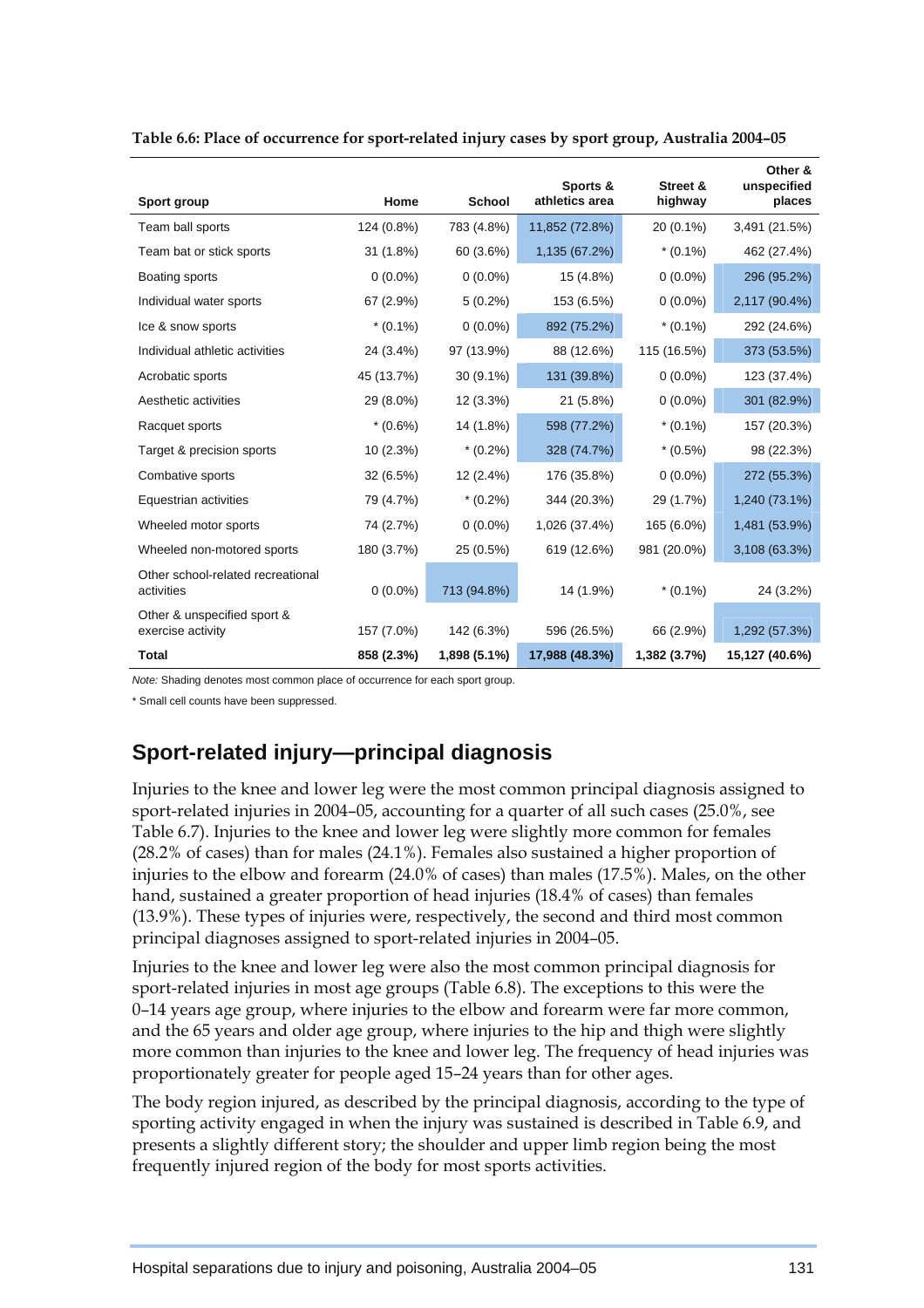**Table 6.6: Place of occurrence for sport-related injury cases by sport group, Australia 2004–05**

| Sport group | Home | School | Sports & athletics area | Street & highway | Other & unspecified places |
|---|---|---|---|---|---|
| Team ball sports | 124 (0.8%) | 783 (4.8%) | 11,852 (72.8%) | 20 (0.1%) | 3,491 (21.5%) |
| Team bat or stick sports | 31 (1.8%) | 60 (3.6%) | 1,135 (67.2%) | * (0.1%) | 462 (27.4%) |
| Boating sports | 0 (0.0%) | 0 (0.0%) | 15 (4.8%) | 0 (0.0%) | 296 (95.2%) |
| Individual water sports | 67 (2.9%) | 5 (0.2%) | 153 (6.5%) | 0 (0.0%) | 2,117 (90.4%) |
| Ice & snow sports | * (0.1%) | 0 (0.0%) | 892 (75.2%) | * (0.1%) | 292 (24.6%) |
| Individual athletic activities | 24 (3.4%) | 97 (13.9%) | 88 (12.6%) | 115 (16.5%) | 373 (53.5%) |
| Acrobatic sports | 45 (13.7%) | 30 (9.1%) | 131 (39.8%) | 0 (0.0%) | 123 (37.4%) |
| Aesthetic activities | 29 (8.0%) | 12 (3.3%) | 21 (5.8%) | 0 (0.0%) | 301 (82.9%) |
| Racquet sports | * (0.6%) | 14 (1.8%) | 598 (77.2%) | * (0.1%) | 157 (20.3%) |
| Target & precision sports | 10 (2.3%) | * (0.2%) | 328 (74.7%) | * (0.5%) | 98 (22.3%) |
| Combative sports | 32 (6.5%) | 12 (2.4%) | 176 (35.8%) | 0 (0.0%) | 272 (55.3%) |
| Equestrian activities | 79 (4.7%) | * (0.2%) | 344 (20.3%) | 29 (1.7%) | 1,240 (73.1%) |
| Wheeled motor sports | 74 (2.7%) | 0 (0.0%) | 1,026 (37.4%) | 165 (6.0%) | 1,481 (53.9%) |
| Wheeled non-motored sports | 180 (3.7%) | 25 (0.5%) | 619 (12.6%) | 981 (20.0%) | 3,108 (63.3%) |
| Other school-related recreational activities | 0 (0.0%) | 713 (94.8%) | 14 (1.9%) | * (0.1%) | 24 (3.2%) |
| Other & unspecified sport & exercise activity | 157 (7.0%) | 142 (6.3%) | 596 (26.5%) | 66 (2.9%) | 1,292 (57.3%) |
| **Total** | **858 (2.3%)** | **1,898 (5.1%)** | **17,988 (48.3%)** | **1,382 (3.7%)** | **15,127 (40.6%)** |

*Note:* Shading denotes most common place of occurrence for each sport group.

* Small cell counts have been suppressed.

## Sport-related injury—principal diagnosis

Injuries to the knee and lower leg were the most common principal diagnosis assigned to sport-related injuries in 2004–05, accounting for a quarter of all such cases (25.0%, see Table 6.7). Injuries to the knee and lower leg were slightly more common for females (28.2% of cases) than for males (24.1%). Females also sustained a higher proportion of injuries to the elbow and forearm (24.0% of cases) than males (17.5%). Males, on the other hand, sustained a greater proportion of head injuries (18.4% of cases) than females (13.9%). These types of injuries were, respectively, the second and third most common principal diagnoses assigned to sport-related injuries in 2004–05.

Injuries to the knee and lower leg were also the most common principal diagnosis for sport-related injuries in most age groups (Table 6.8). The exceptions to this were the 0–14 years age group, where injuries to the elbow and forearm were far more common, and the 65 years and older age group, where injuries to the hip and thigh were slightly more common than injuries to the knee and lower leg. The frequency of head injuries was proportionately greater for people aged 15–24 years than for other ages.

The body region injured, as described by the principal diagnosis, according to the type of sporting activity engaged in when the injury was sustained is described in Table 6.9, and presents a slightly different story; the shoulder and upper limb region being the most frequently injured region of the body for most sports activities.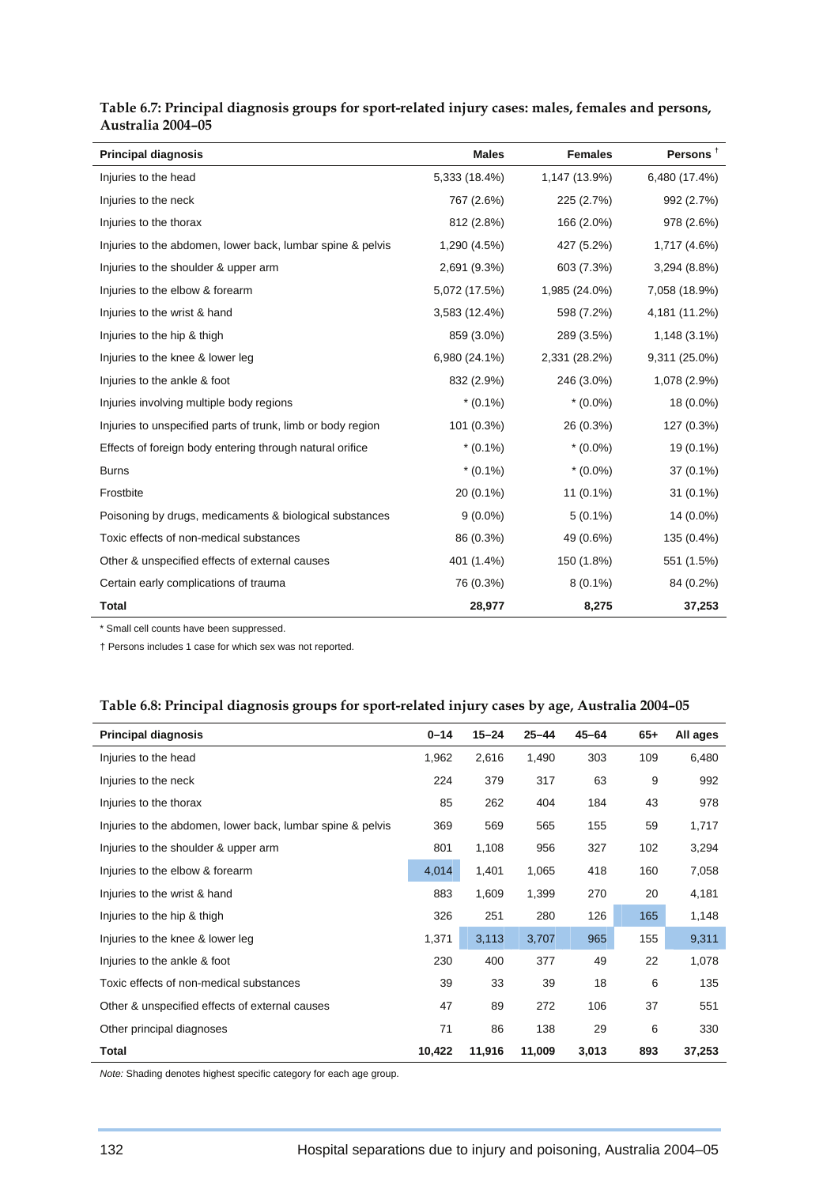**Table 6.7: Principal diagnosis groups for sport-related injury cases: males, females and persons, Australia 2004–05**

| Principal diagnosis | Males | Females | Persons † |
|---|---|---|---|
| Injuries to the head | 5,333 (18.4%) | 1,147 (13.9%) | 6,480 (17.4%) |
| Injuries to the neck | 767 (2.6%) | 225 (2.7%) | 992 (2.7%) |
| Injuries to the thorax | 812 (2.8%) | 166 (2.0%) | 978 (2.6%) |
| Injuries to the abdomen, lower back, lumbar spine & pelvis | 1,290 (4.5%) | 427 (5.2%) | 1,717 (4.6%) |
| Injuries to the shoulder & upper arm | 2,691 (9.3%) | 603 (7.3%) | 3,294 (8.8%) |
| Injuries to the elbow & forearm | 5,072 (17.5%) | 1,985 (24.0%) | 7,058 (18.9%) |
| Injuries to the wrist & hand | 3,583 (12.4%) | 598 (7.2%) | 4,181 (11.2%) |
| Injuries to the hip & thigh | 859 (3.0%) | 289 (3.5%) | 1,148 (3.1%) |
| Injuries to the knee & lower leg | 6,980 (24.1%) | 2,331 (28.2%) | 9,311 (25.0%) |
| Injuries to the ankle & foot | 832 (2.9%) | 246 (3.0%) | 1,078 (2.9%) |
| Injuries involving multiple body regions | * (0.1%) | * (0.0%) | 18 (0.0%) |
| Injuries to unspecified parts of trunk, limb or body region | 101 (0.3%) | 26 (0.3%) | 127 (0.3%) |
| Effects of foreign body entering through natural orifice | * (0.1%) | * (0.0%) | 19 (0.1%) |
| Burns | * (0.1%) | * (0.0%) | 37 (0.1%) |
| Frostbite | 20 (0.1%) | 11 (0.1%) | 31 (0.1%) |
| Poisoning by drugs, medicaments & biological substances | 9 (0.0%) | 5 (0.1%) | 14 (0.0%) |
| Toxic effects of non-medical substances | 86 (0.3%) | 49 (0.6%) | 135 (0.4%) |
| Other & unspecified effects of external causes | 401 (1.4%) | 150 (1.8%) | 551 (1.5%) |
| Certain early complications of trauma | 76 (0.3%) | 8 (0.1%) | 84 (0.2%) |
| **Total** | **28,977** | **8,275** | **37,253** |

\* Small cell counts have been suppressed.

† Persons includes 1 case for which sex was not reported.

**Table 6.8: Principal diagnosis groups for sport-related injury cases by age, Australia 2004–05**

| Principal diagnosis | 0–14 | 15–24 | 25–44 | 45–64 | 65+ | All ages |
|---|---|---|---|---|---|---|
| Injuries to the head | 1,962 | 2,616 | 1,490 | 303 | 109 | 6,480 |
| Injuries to the neck | 224 | 379 | 317 | 63 | 9 | 992 |
| Injuries to the thorax | 85 | 262 | 404 | 184 | 43 | 978 |
| Injuries to the abdomen, lower back, lumbar spine & pelvis | 369 | 569 | 565 | 155 | 59 | 1,717 |
| Injuries to the shoulder & upper arm | 801 | 1,108 | 956 | 327 | 102 | 3,294 |
| Injuries to the elbow & forearm | 4,014 | 1,401 | 1,065 | 418 | 160 | 7,058 |
| Injuries to the wrist & hand | 883 | 1,609 | 1,399 | 270 | 20 | 4,181 |
| Injuries to the hip & thigh | 326 | 251 | 280 | 126 | 165 | 1,148 |
| Injuries to the knee & lower leg | 1,371 | 3,113 | 3,707 | 965 | 155 | 9,311 |
| Injuries to the ankle & foot | 230 | 400 | 377 | 49 | 22 | 1,078 |
| Toxic effects of non-medical substances | 39 | 33 | 39 | 18 | 6 | 135 |
| Other & unspecified effects of external causes | 47 | 89 | 272 | 106 | 37 | 551 |
| Other principal diagnoses | 71 | 86 | 138 | 29 | 6 | 330 |
| **Total** | **10,422** | **11,916** | **11,009** | **3,013** | **893** | **37,253** |

*Note:* Shading denotes highest specific category for each age group.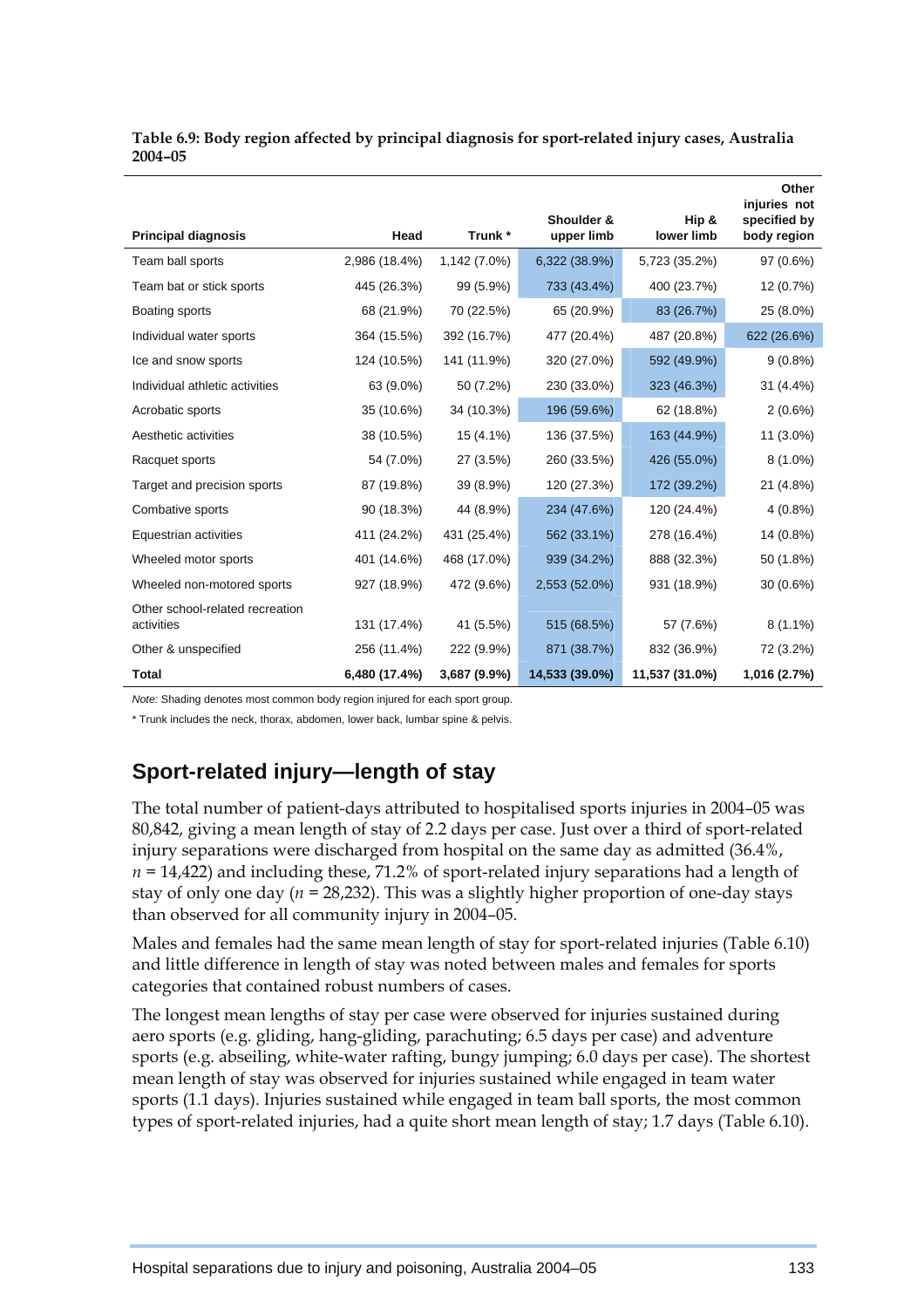**Table 6.9: Body region affected by principal diagnosis for sport-related injury cases, Australia 2004–05**

| Principal diagnosis | Head | Trunk * | Shoulder & upper limb | Hip & lower limb | Other injuries not specified by body region |
|---|---|---|---|---|---|
| Team ball sports | 2,986 (18.4%) | 1,142 (7.0%) | 6,322 (38.9%) | 5,723 (35.2%) | 97 (0.6%) |
| Team bat or stick sports | 445 (26.3%) | 99 (5.9%) | 733 (43.4%) | 400 (23.7%) | 12 (0.7%) |
| Boating sports | 68 (21.9%) | 70 (22.5%) | 65 (20.9%) | 83 (26.7%) | 25 (8.0%) |
| Individual water sports | 364 (15.5%) | 392 (16.7%) | 477 (20.4%) | 487 (20.8%) | 622 (26.6%) |
| Ice and snow sports | 124 (10.5%) | 141 (11.9%) | 320 (27.0%) | 592 (49.9%) | 9 (0.8%) |
| Individual athletic activities | 63 (9.0%) | 50 (7.2%) | 230 (33.0%) | 323 (46.3%) | 31 (4.4%) |
| Acrobatic sports | 35 (10.6%) | 34 (10.3%) | 196 (59.6%) | 62 (18.8%) | 2 (0.6%) |
| Aesthetic activities | 38 (10.5%) | 15 (4.1%) | 136 (37.5%) | 163 (44.9%) | 11 (3.0%) |
| Racquet sports | 54 (7.0%) | 27 (3.5%) | 260 (33.5%) | 426 (55.0%) | 8 (1.0%) |
| Target and precision sports | 87 (19.8%) | 39 (8.9%) | 120 (27.3%) | 172 (39.2%) | 21 (4.8%) |
| Combative sports | 90 (18.3%) | 44 (8.9%) | 234 (47.6%) | 120 (24.4%) | 4 (0.8%) |
| Equestrian activities | 411 (24.2%) | 431 (25.4%) | 562 (33.1%) | 278 (16.4%) | 14 (0.8%) |
| Wheeled motor sports | 401 (14.6%) | 468 (17.0%) | 939 (34.2%) | 888 (32.3%) | 50 (1.8%) |
| Wheeled non-motored sports | 927 (18.9%) | 472 (9.6%) | 2,553 (52.0%) | 931 (18.9%) | 30 (0.6%) |
| Other school-related recreation activities | 131 (17.4%) | 41 (5.5%) | 515 (68.5%) | 57 (7.6%) | 8 (1.1%) |
| Other & unspecified | 256 (11.4%) | 222 (9.9%) | 871 (38.7%) | 832 (36.9%) | 72 (3.2%) |
| **Total** | **6,480 (17.4%)** | **3,687 (9.9%)** | **14,533 (39.0%)** | **11,537 (31.0%)** | **1,016 (2.7%)** |

*Note:* Shading denotes most common body region injured for each sport group.

\* Trunk includes the neck, thorax, abdomen, lower back, lumbar spine & pelvis.

## Sport-related injury—length of stay

The total number of patient-days attributed to hospitalised sports injuries in 2004–05 was 80,842, giving a mean length of stay of 2.2 days per case. Just over a third of sport-related injury separations were discharged from hospital on the same day as admitted (36.4%, $n$ = 14,422) and including these, 71.2% of sport-related injury separations had a length of stay of only one day ($n$ = 28,232). This was a slightly higher proportion of one-day stays than observed for all community injury in 2004–05.

Males and females had the same mean length of stay for sport-related injuries (Table 6.10) and little difference in length of stay was noted between males and females for sports categories that contained robust numbers of cases.

The longest mean lengths of stay per case were observed for injuries sustained during aero sports (e.g. gliding, hang-gliding, parachuting; 6.5 days per case) and adventure sports (e.g. abseiling, white-water rafting, bungy jumping; 6.0 days per case). The shortest mean length of stay was observed for injuries sustained while engaged in team water sports (1.1 days). Injuries sustained while engaged in team ball sports, the most common types of sport-related injuries, had a quite short mean length of stay; 1.7 days (Table 6.10).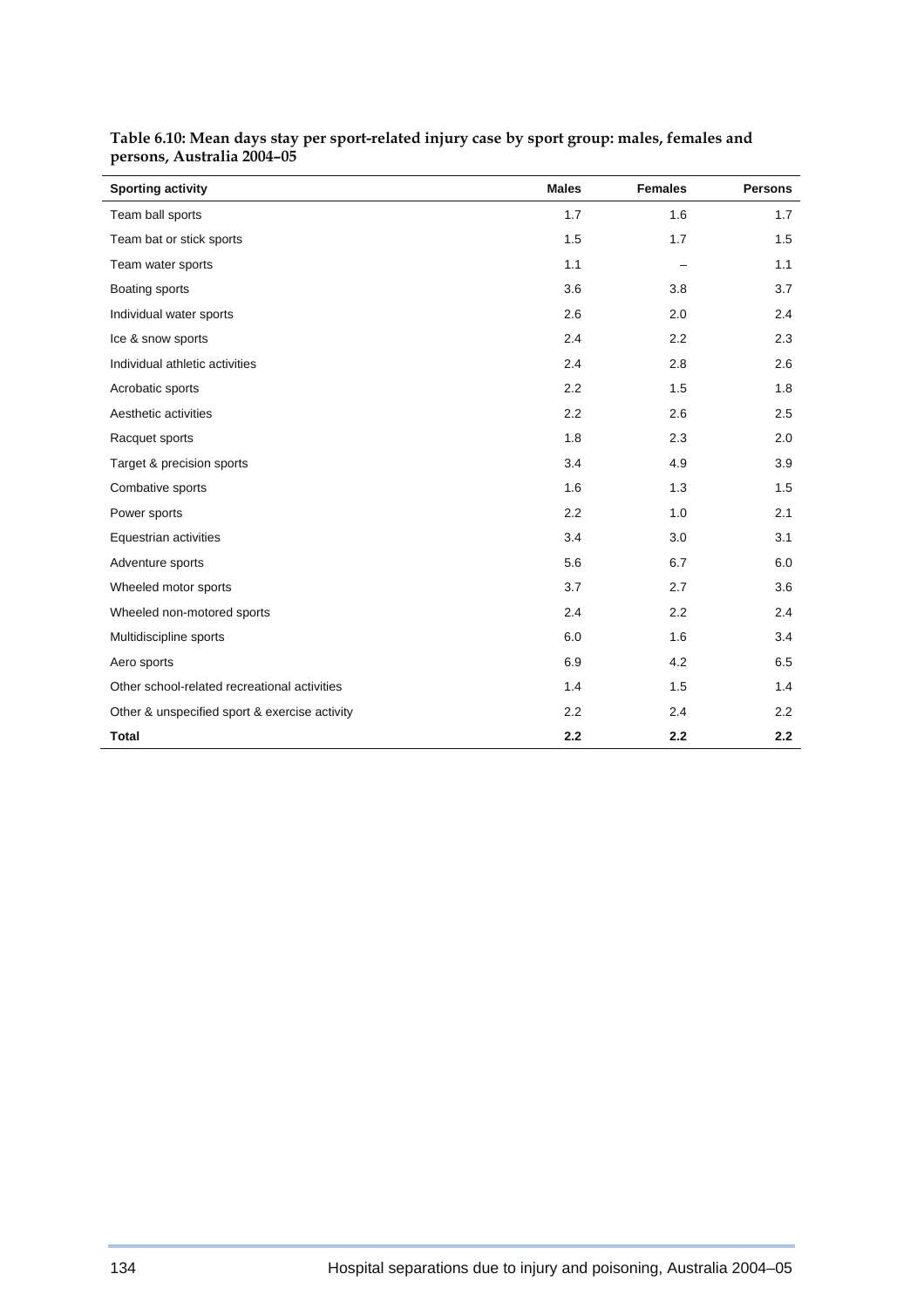**Table 6.10: Mean days stay per sport-related injury case by sport group: males, females and persons, Australia 2004–05**

| Sporting activity | Males | Females | Persons |
|---|---|---|---|
| Team ball sports | 1.7 | 1.6 | 1.7 |
| Team bat or stick sports | 1.5 | 1.7 | 1.5 |
| Team water sports | 1.1 | – | 1.1 |
| Boating sports | 3.6 | 3.8 | 3.7 |
| Individual water sports | 2.6 | 2.0 | 2.4 |
| Ice & snow sports | 2.4 | 2.2 | 2.3 |
| Individual athletic activities | 2.4 | 2.8 | 2.6 |
| Acrobatic sports | 2.2 | 1.5 | 1.8 |
| Aesthetic activities | 2.2 | 2.6 | 2.5 |
| Racquet sports | 1.8 | 2.3 | 2.0 |
| Target & precision sports | 3.4 | 4.9 | 3.9 |
| Combative sports | 1.6 | 1.3 | 1.5 |
| Power sports | 2.2 | 1.0 | 2.1 |
| Equestrian activities | 3.4 | 3.0 | 3.1 |
| Adventure sports | 5.6 | 6.7 | 6.0 |
| Wheeled motor sports | 3.7 | 2.7 | 3.6 |
| Wheeled non-motored sports | 2.4 | 2.2 | 2.4 |
| Multidiscipline sports | 6.0 | 1.6 | 3.4 |
| Aero sports | 6.9 | 4.2 | 6.5 |
| Other school-related recreational activities | 1.4 | 1.5 | 1.4 |
| Other & unspecified sport & exercise activity | 2.2 | 2.4 | 2.2 |
| **Total** | **2.2** | **2.2** | **2.2** |